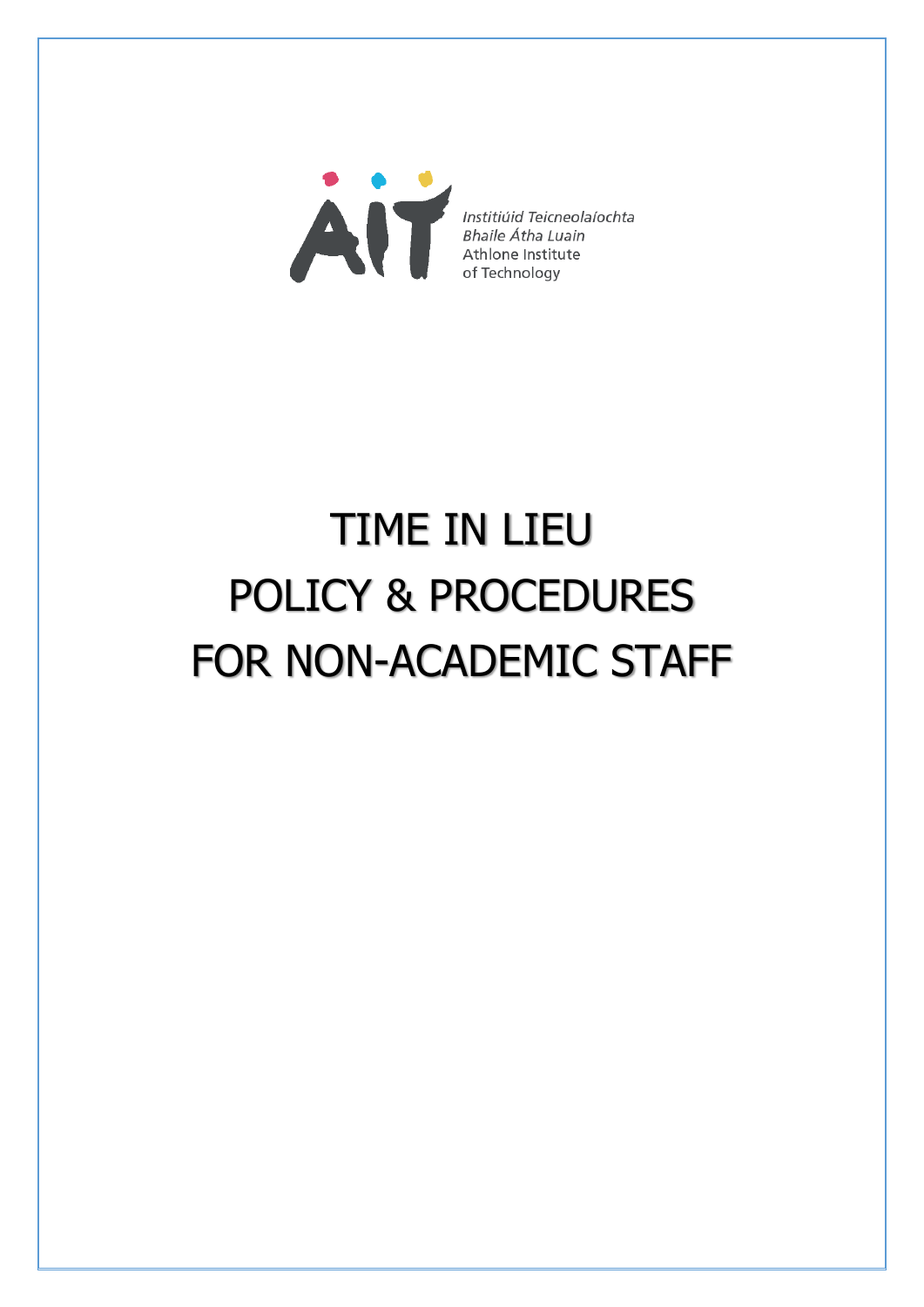Institiúid Teicneolaíochta
Bhaile Átha Luain
Athlone Institute
of Technology

# TIME IN LIEU
# POLICY & PROCEDURES
# FOR NON-ACADEMIC STAFF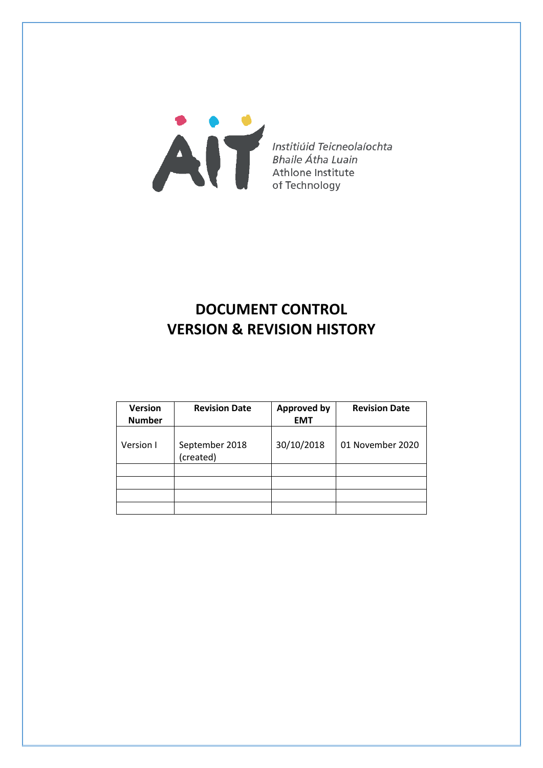Institiúid Teicneolaíochta
Bhaile Átha Luain
Athlone Institute
of Technology

# DOCUMENT CONTROL
# VERSION & REVISION HISTORY

| Version Number | Revision Date | Approved by EMT | Revision Date |
| --- | --- | --- | --- |
| Version I | September 2018 (created) | 30/10/2018 | 01 November 2020 |
| | | | |
| | | | |
| | | | |
| | | | |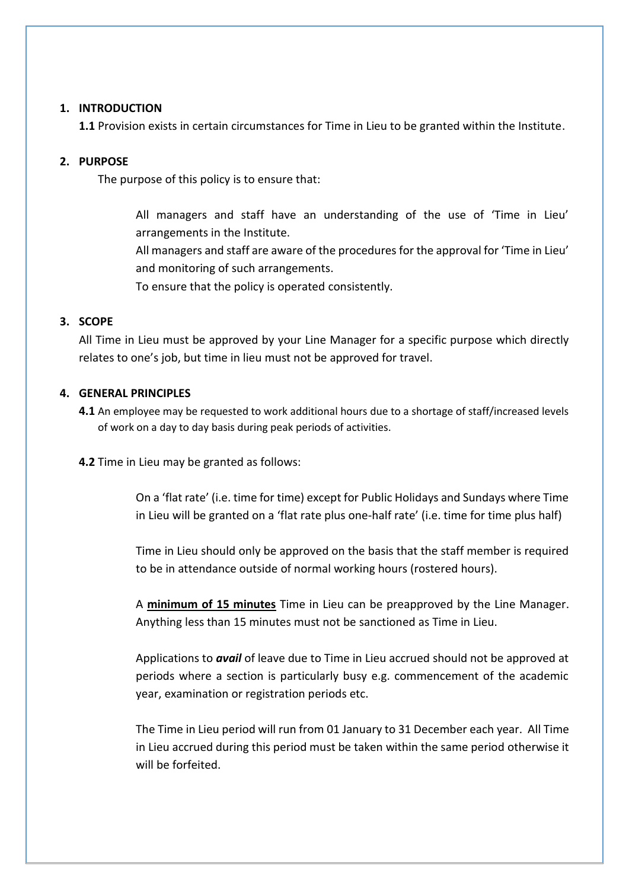## 1. INTRODUCTION

**1.1** Provision exists in certain circumstances for Time in Lieu to be granted within the Institute.

## 2. PURPOSE

The purpose of this policy is to ensure that:

All managers and staff have an understanding of the use of 'Time in Lieu' arrangements in the Institute.

All managers and staff are aware of the procedures for the approval for 'Time in Lieu' and monitoring of such arrangements.

To ensure that the policy is operated consistently.

## 3. SCOPE

All Time in Lieu must be approved by your Line Manager for a specific purpose which directly relates to one's job, but time in lieu must not be approved for travel.

## 4. GENERAL PRINCIPLES

**4.1** An employee may be requested to work additional hours due to a shortage of staff/increased levels of work on a day to day basis during peak periods of activities.

**4.2** Time in Lieu may be granted as follows:

On a 'flat rate' (i.e. time for time) except for Public Holidays and Sundays where Time in Lieu will be granted on a 'flat rate plus one-half rate' (i.e. time for time plus half)

Time in Lieu should only be approved on the basis that the staff member is required to be in attendance outside of normal working hours (rostered hours).

A **minimum of 15 minutes** Time in Lieu can be preapproved by the Line Manager. Anything less than 15 minutes must not be sanctioned as Time in Lieu.

Applications to ***avail*** of leave due to Time in Lieu accrued should not be approved at periods where a section is particularly busy e.g. commencement of the academic year, examination or registration periods etc.

The Time in Lieu period will run from 01 January to 31 December each year. All Time in Lieu accrued during this period must be taken within the same period otherwise it will be forfeited.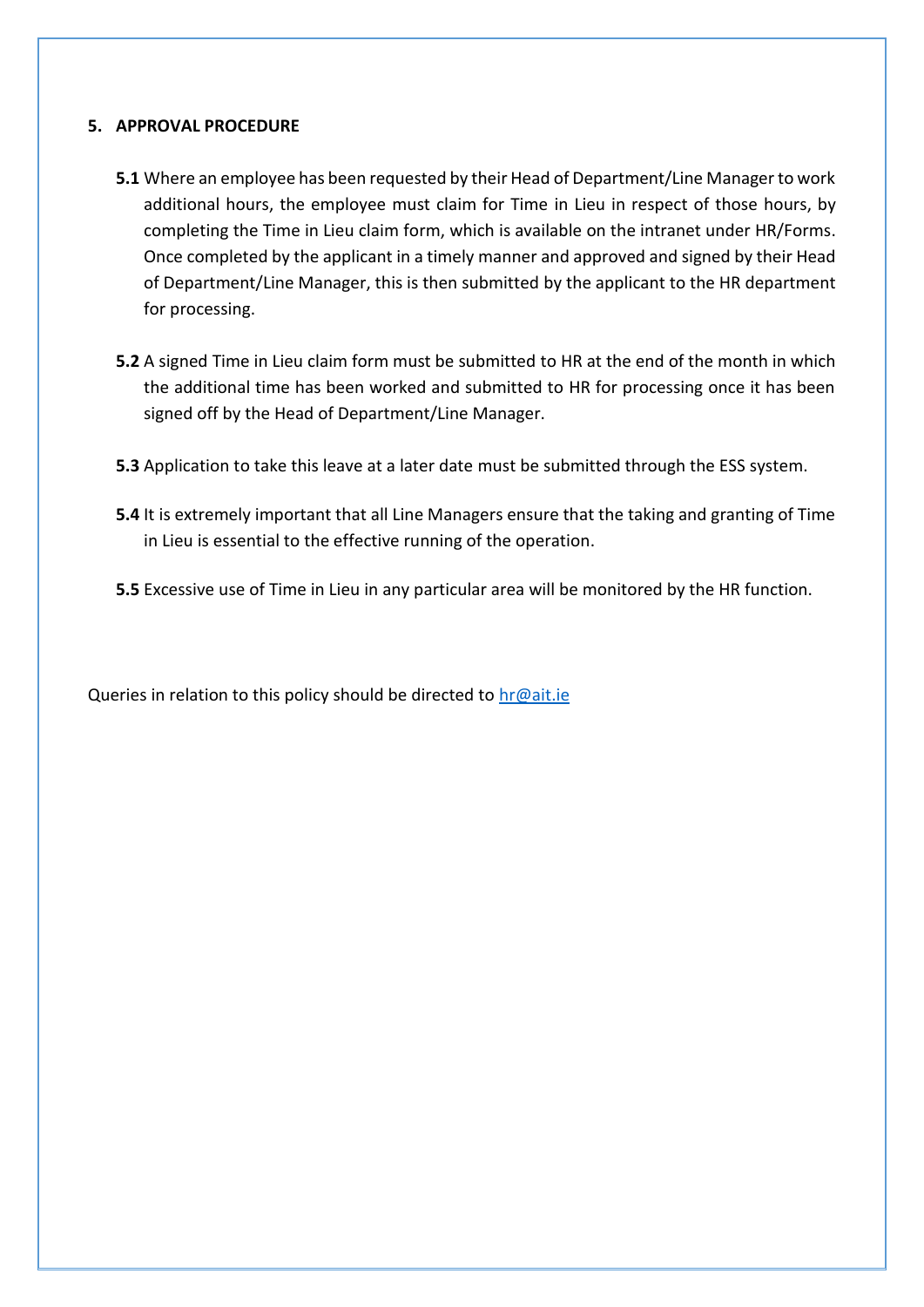## 5. APPROVAL PROCEDURE

**5.1** Where an employee has been requested by their Head of Department/Line Manager to work additional hours, the employee must claim for Time in Lieu in respect of those hours, by completing the Time in Lieu claim form, which is available on the intranet under HR/Forms. Once completed by the applicant in a timely manner and approved and signed by their Head of Department/Line Manager, this is then submitted by the applicant to the HR department for processing.

**5.2** A signed Time in Lieu claim form must be submitted to HR at the end of the month in which the additional time has been worked and submitted to HR for processing once it has been signed off by the Head of Department/Line Manager.

**5.3** Application to take this leave at a later date must be submitted through the ESS system.

**5.4** It is extremely important that all Line Managers ensure that the taking and granting of Time in Lieu is essential to the effective running of the operation.

**5.5** Excessive use of Time in Lieu in any particular area will be monitored by the HR function.

Queries in relation to this policy should be directed to hr@ait.ie